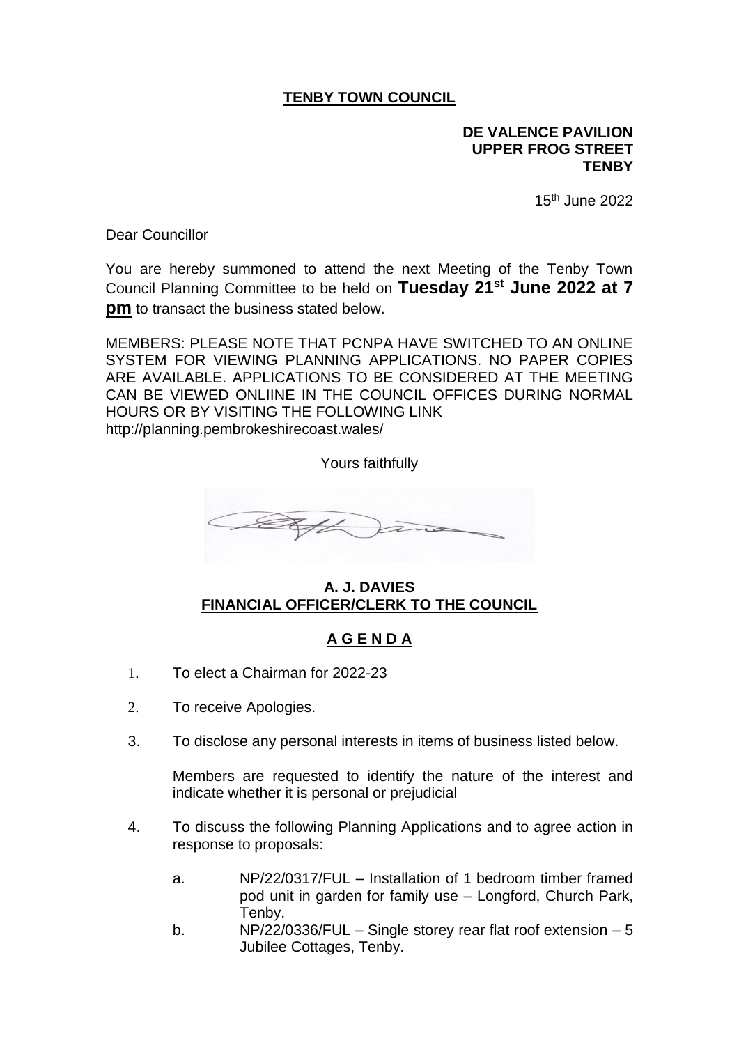# TENBY TOWN COUNCIL

**DE VALENCE PAVILION**
**UPPER FROG STREET**
**TENBY**

15th June 2022

Dear Councillor

You are hereby summoned to attend the next Meeting of the Tenby Town Council Planning Committee to be held on **Tuesday 21st June 2022 at 7 pm** to transact the business stated below.

MEMBERS: PLEASE NOTE THAT PCNPA HAVE SWITCHED TO AN ONLINE SYSTEM FOR VIEWING PLANNING APPLICATIONS. NO PAPER COPIES ARE AVAILABLE. APPLICATIONS TO BE CONSIDERED AT THE MEETING CAN BE VIEWED ONLIINE IN THE COUNCIL OFFICES DURING NORMAL HOURS OR BY VISITING THE FOLLOWING LINK
http://planning.pembrokeshirecoast.wales/

Yours faithfully

**A. J. DAVIES**
**FINANCIAL OFFICER/CLERK TO THE COUNCIL**

## A G E N D A

1. To elect a Chairman for 2022-23

2. To receive Apologies.

3. To disclose any personal interests in items of business listed below.

   Members are requested to identify the nature of the interest and indicate whether it is personal or prejudicial

4. To discuss the following Planning Applications and to agree action in response to proposals:

   a. NP/22/0317/FUL – Installation of 1 bedroom timber framed pod unit in garden for family use – Longford, Church Park, Tenby.
   b. NP/22/0336/FUL – Single storey rear flat roof extension – 5 Jubilee Cottages, Tenby.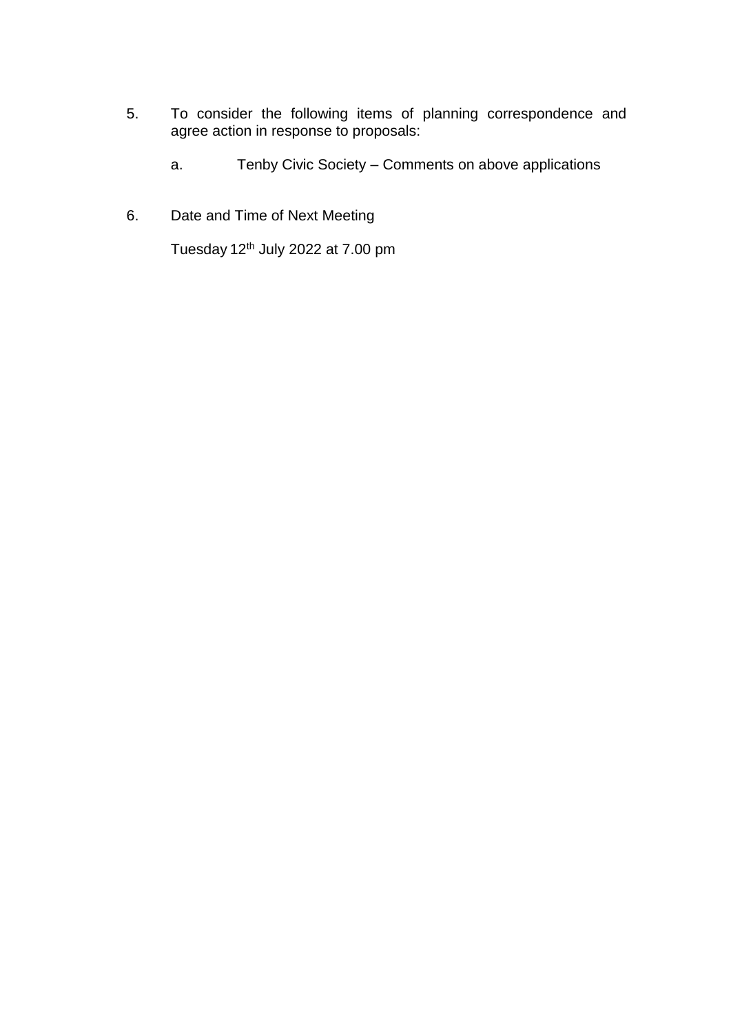5. To consider the following items of planning correspondence and agree action in response to proposals:

    a. Tenby Civic Society – Comments on above applications

6. Date and Time of Next Meeting

    Tuesday 12th July 2022 at 7.00 pm